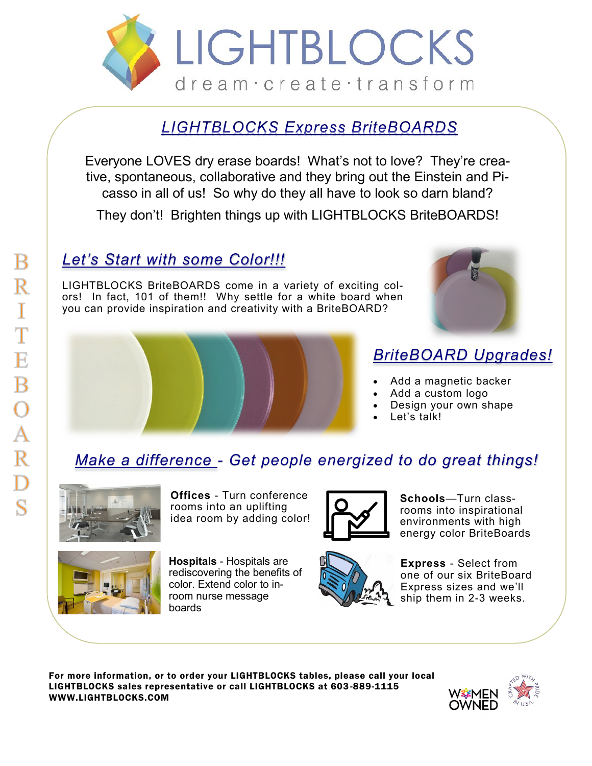# LIGHTBLOCKS

dream·create·transform

## LIGHTBLOCKS Express BriteBOARDS

Everyone LOVES dry erase boards! What's not to love? They're creative, spontaneous, collaborative and they bring out the Einstein and Picasso in all of us! So why do they all have to look so darn bland?

They don't! Brighten things up with LIGHTBLOCKS BriteBOARDS!

BRITEBOARDS

### Let's Start with some Color!!!

LIGHTBLOCKS BriteBOARDS come in a variety of exciting colors! In fact, 101 of them!! Why settle for a white board when you can provide inspiration and creativity with a BriteBOARD?

### BriteBOARD Upgrades!

- Add a magnetic backer
- Add a custom logo
- Design your own shape
- Let's talk!

### Make a difference - Get people energized to do great things!

**Offices** - Turn conference rooms into an uplifting idea room by adding color!

**Schools**—Turn classrooms into inspirational environments with high energy color BriteBoards

**Hospitals** - Hospitals are rediscovering the benefits of color. Extend color to in-room nurse message boards

**Express** - Select from one of our six BriteBoard Express sizes and we'll ship them in 2-3 weeks.

**For more information, or to order your LIGHTBLOCKS tables, please call your local LIGHTBLOCKS sales representative or call LIGHTBLOCKS at 603-889-1115**
**WWW.LIGHTBLOCKS.COM**

WOMEN OWNED

CRAFTED WITH PRIDE IN U.S.A.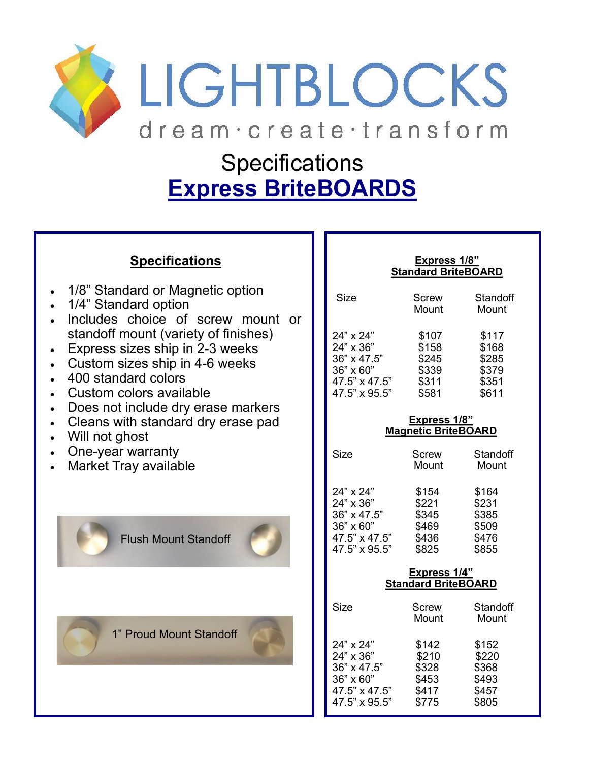# LIGHTBLOCKS

dream·create·transform

## Specifications

## Express BriteBOARDS

### Specifications

- 1/8" Standard or Magnetic option
- 1/4" Standard option
- Includes choice of screw mount or standoff mount (variety of finishes)
- Express sizes ship in 2-3 weeks
- Custom sizes ship in 4-6 weeks
- 400 standard colors
- Custom colors available
- Does not include dry erase markers
- Cleans with standard dry erase pad
- Will not ghost
- One-year warranty
- Market Tray available

Flush Mount Standoff

1" Proud Mount Standoff

### Express 1/8" Standard BriteBOARD

| Size | Screw Mount | Standoff Mount |
|---|---|---|
| 24" x 24" | $107 | $117 |
| 24" x 36" | $158 | $168 |
| 36" x 47.5" | $245 | $285 |
| 36" x 60" | $339 | $379 |
| 47.5" x 47.5" | $311 | $351 |
| 47.5" x 95.5" | $581 | $611 |

### Express 1/8" Magnetic BriteBOARD

| Size | Screw Mount | Standoff Mount |
|---|---|---|
| 24" x 24" | $154 | $164 |
| 24" x 36" | $221 | $231 |
| 36" x 47.5" | $345 | $385 |
| 36" x 60" | $469 | $509 |
| 47.5" x 47.5" | $436 | $476 |
| 47.5" x 95.5" | $825 | $855 |

### Express 1/4" Standard BriteBOARD

| Size | Screw Mount | Standoff Mount |
|---|---|---|
| 24" x 24" | $142 | $152 |
| 24" x 36" | $210 | $220 |
| 36" x 47.5" | $328 | $368 |
| 36" x 60" | $453 | $493 |
| 47.5" x 47.5" | $417 | $457 |
| 47.5" x 95.5" | $775 | $805 |